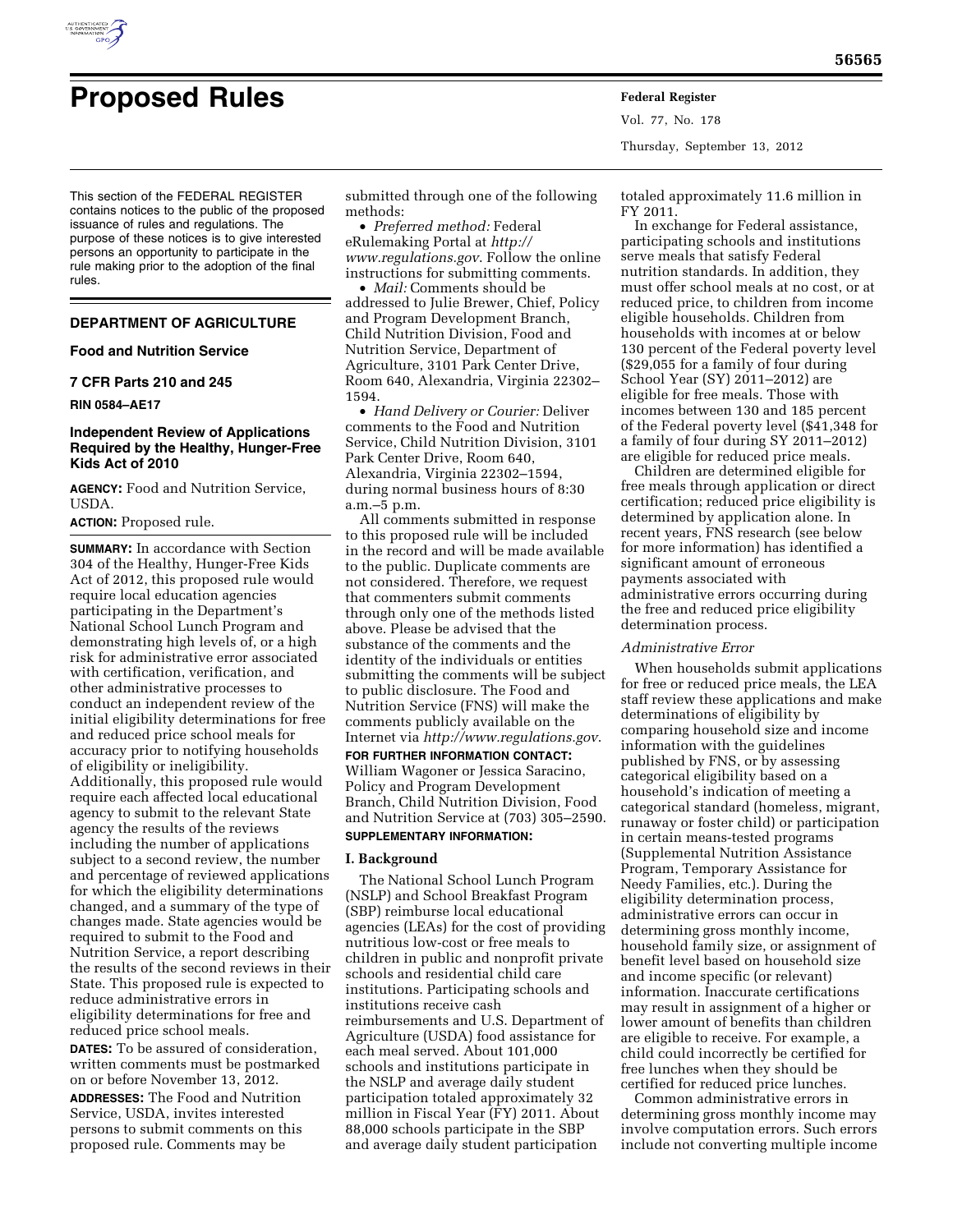# Proposed Rules

This section of the FEDERAL REGISTER contains notices to the public of the proposed issuance of rules and regulations. The purpose of these notices is to give interested persons an opportunity to participate in the rule making prior to the adoption of the final rules.

## DEPARTMENT OF AGRICULTURE

### Food and Nutrition Service

### 7 CFR Parts 210 and 245

**RIN 0584–AE17**

### Independent Review of Applications Required by the Healthy, Hunger-Free Kids Act of 2010

**AGENCY:** Food and Nutrition Service, USDA.

**ACTION:** Proposed rule.

**SUMMARY:** In accordance with Section 304 of the Healthy, Hunger-Free Kids Act of 2012, this proposed rule would require local education agencies participating in the Department's National School Lunch Program and demonstrating high levels of, or a high risk for administrative error associated with certification, verification, and other administrative processes to conduct an independent review of the initial eligibility determinations for free and reduced price school meals for accuracy prior to notifying households of eligibility or ineligibility. Additionally, this proposed rule would require each affected local educational agency to submit to the relevant State agency the results of the reviews including the number of applications subject to a second review, the number and percentage of reviewed applications for which the eligibility determinations changed, and a summary of the type of changes made. State agencies would be required to submit to the Food and Nutrition Service, a report describing the results of the second reviews in their State. This proposed rule is expected to reduce administrative errors in eligibility determinations for free and reduced price school meals.

**DATES:** To be assured of consideration, written comments must be postmarked on or before November 13, 2012.

**ADDRESSES:** The Food and Nutrition Service, USDA, invites interested persons to submit comments on this proposed rule. Comments may be submitted through one of the following methods:

- *Preferred method:* Federal eRulemaking Portal at *http://www.regulations.gov*. Follow the online instructions for submitting comments.
- *Mail:* Comments should be addressed to Julie Brewer, Chief, Policy and Program Development Branch, Child Nutrition Division, Food and Nutrition Service, Department of Agriculture, 3101 Park Center Drive, Room 640, Alexandria, Virginia 22302–1594.
- *Hand Delivery or Courier:* Deliver comments to the Food and Nutrition Service, Child Nutrition Division, 3101 Park Center Drive, Room 640, Alexandria, Virginia 22302–1594, during normal business hours of 8:30 a.m.–5 p.m.

All comments submitted in response to this proposed rule will be included in the record and will be made available to the public. Duplicate comments are not considered. Therefore, we request that commenters submit comments through only one of the methods listed above. Please be advised that the substance of the comments and the identity of the individuals or entities submitting the comments will be subject to public disclosure. The Food and Nutrition Service (FNS) will make the comments publicly available on the Internet via *http://www.regulations.gov*.

**FOR FURTHER INFORMATION CONTACT:** William Wagoner or Jessica Saracino, Policy and Program Development Branch, Child Nutrition Division, Food and Nutrition Service at (703) 305–2590.

**SUPPLEMENTARY INFORMATION:**

## I. Background

The National School Lunch Program (NSLP) and School Breakfast Program (SBP) reimburse local educational agencies (LEAs) for the cost of providing nutritious low-cost or free meals to children in public and nonprofit private schools and residential child care institutions. Participating schools and institutions receive cash reimbursements and U.S. Department of Agriculture (USDA) food assistance for each meal served. About 101,000 schools and institutions participate in the NSLP and average daily student participation totaled approximately 32 million in Fiscal Year (FY) 2011. About 88,000 schools participate in the SBP and average daily student participation totaled approximately 11.6 million in FY 2011.

In exchange for Federal assistance, participating schools and institutions serve meals that satisfy Federal nutrition standards. In addition, they must offer school meals at no cost, or at reduced price, to children from income eligible households. Children from households with incomes at or below 130 percent of the Federal poverty level ($29,055 for a family of four during School Year (SY) 2011–2012) are eligible for free meals. Those with incomes between 130 and 185 percent of the Federal poverty level ($41,348 for a family of four during SY 2011–2012) are eligible for reduced price meals.

Children are determined eligible for free meals through application or direct certification; reduced price eligibility is determined by application alone. In recent years, FNS research (see below for more information) has identified a significant amount of erroneous payments associated with administrative errors occurring during the free and reduced price eligibility determination process.

*Administrative Error*

When households submit applications for free or reduced price meals, the LEA staff review these applications and make determinations of eligibility by comparing household size and income information with the guidelines published by FNS, or by assessing categorical eligibility based on a household's indication of meeting a categorical standard (homeless, migrant, runaway or foster child) or participation in certain means-tested programs (Supplemental Nutrition Assistance Program, Temporary Assistance for Needy Families, etc.). During the eligibility determination process, administrative errors can occur in determining gross monthly income, household family size, or assignment of benefit level based on household size and income specific (or relevant) information. Inaccurate certifications may result in assignment of a higher or lower amount of benefits than children are eligible to receive. For example, a child could incorrectly be certified for free lunches when they should be certified for reduced price lunches.

Common administrative errors in determining gross monthly income may involve computation errors. Such errors include not converting multiple income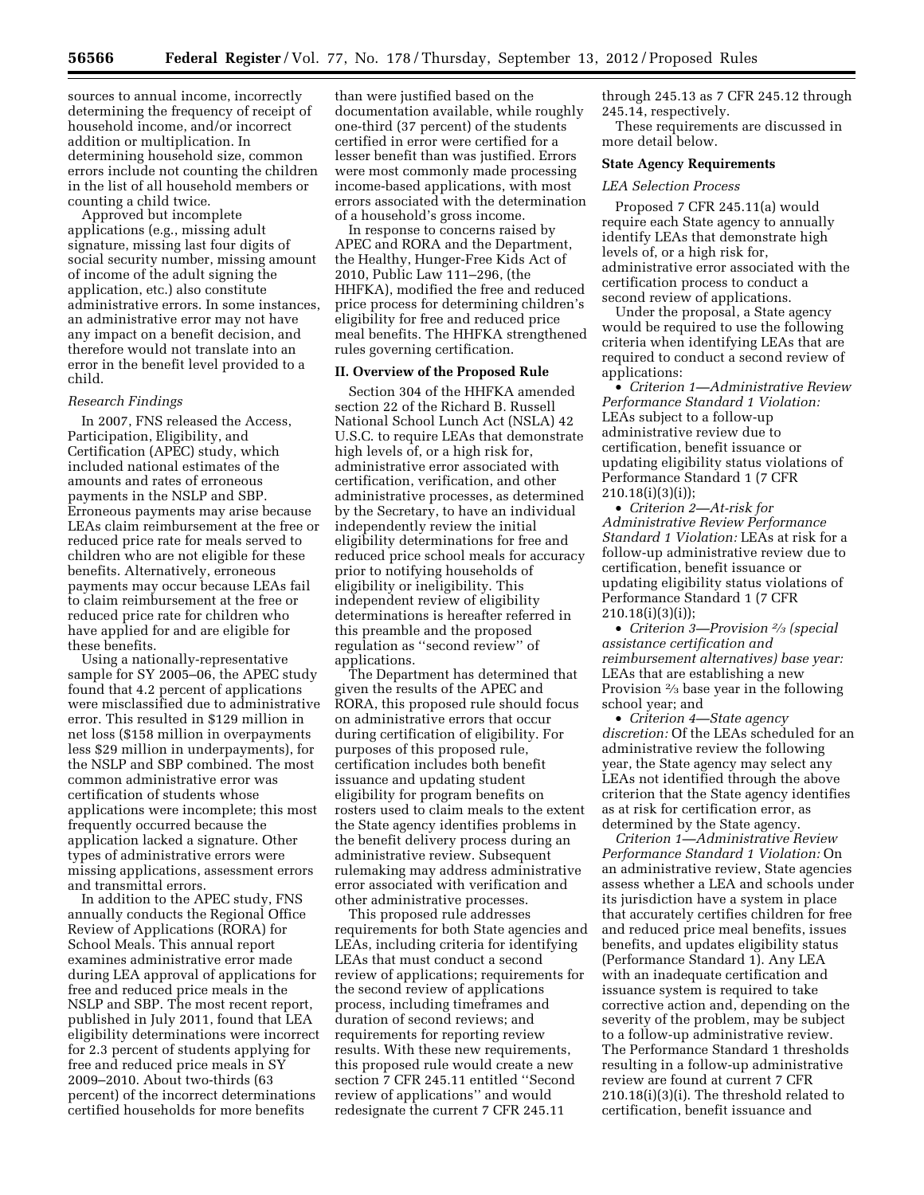sources to annual income, incorrectly determining the frequency of receipt of household income, and/or incorrect addition or multiplication. In determining household size, common errors include not counting the children in the list of all household members or counting a child twice.

Approved but incomplete applications (e.g., missing adult signature, missing last four digits of social security number, missing amount of income of the adult signing the application, etc.) also constitute administrative errors. In some instances, an administrative error may not have any impact on a benefit decision, and therefore would not translate into an error in the benefit level provided to a child.

*Research Findings*

In 2007, FNS released the Access, Participation, Eligibility, and Certification (APEC) study, which included national estimates of the amounts and rates of erroneous payments in the NSLP and SBP. Erroneous payments may arise because LEAs claim reimbursement at the free or reduced price rate for meals served to children who are not eligible for these benefits. Alternatively, erroneous payments may occur because LEAs fail to claim reimbursement at the free or reduced price rate for children who have applied for and are eligible for these benefits.

Using a nationally-representative sample for SY 2005–06, the APEC study found that 4.2 percent of applications were misclassified due to administrative error. This resulted in $129 million in net loss ($158 million in overpayments less $29 million in underpayments), for the NSLP and SBP combined. The most common administrative error was certification of students whose applications were incomplete; this most frequently occurred because the application lacked a signature. Other types of administrative errors were missing applications, assessment errors and transmittal errors.

In addition to the APEC study, FNS annually conducts the Regional Office Review of Applications (RORA) for School Meals. This annual report examines administrative error made during LEA approval of applications for free and reduced price meals in the NSLP and SBP. The most recent report, published in July 2011, found that LEA eligibility determinations were incorrect for 2.3 percent of students applying for free and reduced price meals in SY 2009–2010. About two-thirds (63 percent) of the incorrect determinations certified households for more benefits than were justified based on the documentation available, while roughly one-third (37 percent) of the students certified in error were certified for a lesser benefit than was justified. Errors were most commonly made processing income-based applications, with most errors associated with the determination of a household's gross income.

In response to concerns raised by APEC and RORA and the Department, the Healthy, Hunger-Free Kids Act of 2010, Public Law 111–296, (the HHFKA), modified the free and reduced price process for determining children's eligibility for free and reduced price meal benefits. The HHFKA strengthened rules governing certification.

## II. Overview of the Proposed Rule

Section 304 of the HHFKA amended section 22 of the Richard B. Russell National School Lunch Act (NSLA) 42 U.S.C. to require LEAs that demonstrate high levels of, or a high risk for, administrative error associated with certification, verification, and other administrative processes, as determined by the Secretary, to have an individual independently review the initial eligibility determinations for free and reduced price school meals for accuracy prior to notifying households of eligibility or ineligibility. This independent review of eligibility determinations is hereafter referred in this preamble and the proposed regulation as "second review" of applications.

The Department has determined that given the results of the APEC and RORA, this proposed rule should focus on administrative errors that occur during certification of eligibility. For purposes of this proposed rule, certification includes both benefit issuance and updating student eligibility for program benefits on rosters used to claim meals to the extent the State agency identifies problems in the benefit delivery process during an administrative review. Subsequent rulemaking may address administrative error associated with verification and other administrative processes.

This proposed rule addresses requirements for both State agencies and LEAs, including criteria for identifying LEAs that must conduct a second review of applications; requirements for the second review of applications process, including timeframes and duration of second reviews; and requirements for reporting review results. With these new requirements, this proposed rule would create a new section 7 CFR 245.11 entitled "Second review of applications" and would redesignate the current 7 CFR 245.11 through 245.13 as 7 CFR 245.12 through 245.14, respectively.

These requirements are discussed in more detail below.

### State Agency Requirements

*LEA Selection Process*

Proposed 7 CFR 245.11(a) would require each State agency to annually identify LEAs that demonstrate high levels of, or a high risk for, administrative error associated with the certification process to conduct a second review of applications.

Under the proposal, a State agency would be required to use the following criteria when identifying LEAs that are required to conduct a second review of applications:

- *Criterion 1—Administrative Review Performance Standard 1 Violation:* LEAs subject to a follow-up administrative review due to certification, benefit issuance or updating eligibility status violations of Performance Standard 1 (7 CFR 210.18(i)(3)(i));
- *Criterion 2—At-risk for Administrative Review Performance Standard 1 Violation:* LEAs at risk for a follow-up administrative review due to certification, benefit issuance or updating eligibility status violations of Performance Standard 1 (7 CFR 210.18(i)(3)(i));
- *Criterion 3—Provision 2/3 (special assistance certification and reimbursement alternatives) base year:* LEAs that are establishing a new Provision 2/3 base year in the following school year; and
- *Criterion 4—State agency discretion:* Of the LEAs scheduled for an administrative review the following year, the State agency may select any LEAs not identified through the above criterion that the State agency identifies as at risk for certification error, as determined by the State agency.

*Criterion 1—Administrative Review Performance Standard 1 Violation:* On an administrative review, State agencies assess whether a LEA and schools under its jurisdiction have a system in place that accurately certifies children for free and reduced price meal benefits, issues benefits, and updates eligibility status (Performance Standard 1). Any LEA with an inadequate certification and issuance system is required to take corrective action and, depending on the severity of the problem, may be subject to a follow-up administrative review. The Performance Standard 1 thresholds resulting in a follow-up administrative review are found at current 7 CFR 210.18(i)(3)(i). The threshold related to certification, benefit issuance and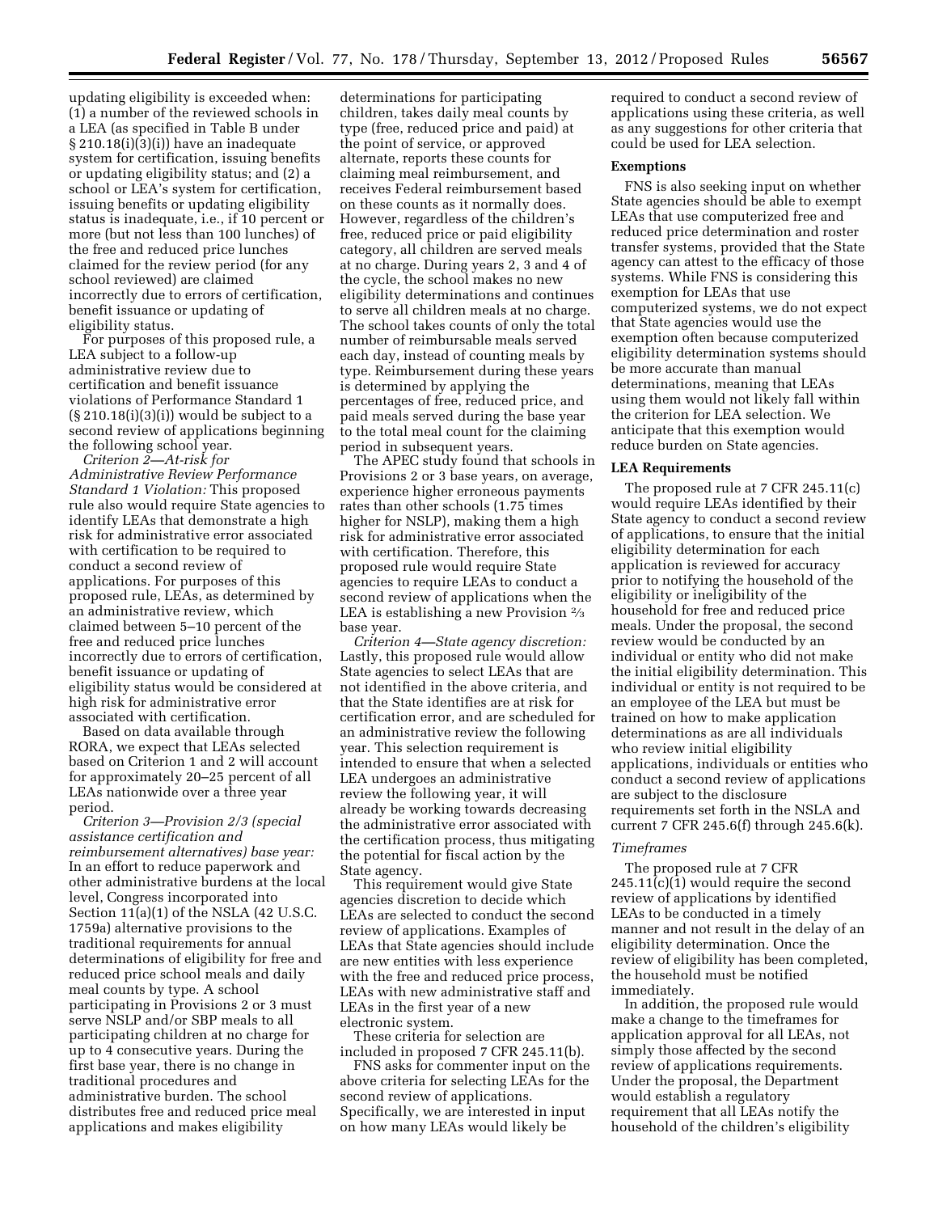updating eligibility is exceeded when: (1) a number of the reviewed schools in a LEA (as specified in Table B under § 210.18(i)(3)(i)) have an inadequate system for certification, issuing benefits or updating eligibility status; and (2) a school or LEA's system for certification, issuing benefits or updating eligibility status is inadequate, i.e., if 10 percent or more (but not less than 100 lunches) of the free and reduced price lunches claimed for the review period (for any school reviewed) are claimed incorrectly due to errors of certification, benefit issuance or updating of eligibility status.

For purposes of this proposed rule, a LEA subject to a follow-up administrative review due to certification and benefit issuance violations of Performance Standard 1 (§ 210.18(i)(3)(i)) would be subject to a second review of applications beginning the following school year.

*Criterion 2—At-risk for Administrative Review Performance Standard 1 Violation:* This proposed rule also would require State agencies to identify LEAs that demonstrate a high risk for administrative error associated with certification to be required to conduct a second review of applications. For purposes of this proposed rule, LEAs, as determined by an administrative review, which claimed between 5–10 percent of the free and reduced price lunches incorrectly due to errors of certification, benefit issuance or updating of eligibility status would be considered at high risk for administrative error associated with certification.

Based on data available through RORA, we expect that LEAs selected based on Criterion 1 and 2 will account for approximately 20–25 percent of all LEAs nationwide over a three year period.

*Criterion 3—Provision 2/3 (special assistance certification and reimbursement alternatives) base year:* In an effort to reduce paperwork and other administrative burdens at the local level, Congress incorporated into Section 11(a)(1) of the NSLA (42 U.S.C. 1759a) alternative provisions to the traditional requirements for annual determinations of eligibility for free and reduced price school meals and daily meal counts by type. A school participating in Provisions 2 or 3 must serve NSLP and/or SBP meals to all participating children at no charge for up to 4 consecutive years. During the first base year, there is no change in traditional procedures and administrative burden. The school distributes free and reduced price meal applications and makes eligibility determinations for participating children, takes daily meal counts by type (free, reduced price and paid) at the point of service, or approved alternate, reports these counts for claiming meal reimbursement, and receives Federal reimbursement based on these counts as it normally does. However, regardless of the children's free, reduced price or paid eligibility category, all children are served meals at no charge. During years 2, 3 and 4 of the cycle, the school makes no new eligibility determinations and continues to serve all children meals at no charge. The school takes counts of only the total number of reimbursable meals served each day, instead of counting meals by type. Reimbursement during these years is determined by applying the percentages of free, reduced price, and paid meals served during the base year to the total meal count for the claiming period in subsequent years.

The APEC study found that schools in Provisions 2 or 3 base years, on average, experience higher erroneous payments rates than other schools (1.75 times higher for NSLP), making them a high risk for administrative error associated with certification. Therefore, this proposed rule would require State agencies to require LEAs to conduct a second review of applications when the LEA is establishing a new Provision 2/3 base year.

*Criterion 4—State agency discretion:* Lastly, this proposed rule would allow State agencies to select LEAs that are not identified in the above criteria, and that the State identifies are at risk for certification error, and are scheduled for an administrative review the following year. This selection requirement is intended to ensure that when a selected LEA undergoes an administrative review the following year, it will already be working towards decreasing the administrative error associated with the certification process, thus mitigating the potential for fiscal action by the State agency.

This requirement would give State agencies discretion to decide which LEAs are selected to conduct the second review of applications. Examples of LEAs that State agencies should include are new entities with less experience with the free and reduced price process, LEAs with new administrative staff and LEAs in the first year of a new electronic system.

These criteria for selection are included in proposed 7 CFR 245.11(b).

FNS asks for commenter input on the above criteria for selecting LEAs for the second review of applications. Specifically, we are interested in input on how many LEAs would likely be required to conduct a second review of applications using these criteria, as well as any suggestions for other criteria that could be used for LEA selection.

### Exemptions

FNS is also seeking input on whether State agencies should be able to exempt LEAs that use computerized free and reduced price determination and roster transfer systems, provided that the State agency can attest to the efficacy of those systems. While FNS is considering this exemption for LEAs that use computerized systems, we do not expect that State agencies would use the exemption often because computerized eligibility determination systems should be more accurate than manual determinations, meaning that LEAs using them would not likely fall within the criterion for LEA selection. We anticipate that this exemption would reduce burden on State agencies.

### LEA Requirements

The proposed rule at 7 CFR 245.11(c) would require LEAs identified by their State agency to conduct a second review of applications, to ensure that the initial eligibility determination for each application is reviewed for accuracy prior to notifying the household of the eligibility or ineligibility of the household for free and reduced price meals. Under the proposal, the second review would be conducted by an individual or entity who did not make the initial eligibility determination. This individual or entity is not required to be an employee of the LEA but must be trained on how to make application determinations as are all individuals who review initial eligibility applications, individuals or entities who conduct a second review of applications are subject to the disclosure requirements set forth in the NSLA and current 7 CFR 245.6(f) through 245.6(k).

#### *Timeframes*

The proposed rule at 7 CFR 245.11(c)(1) would require the second review of applications by identified LEAs to be conducted in a timely manner and not result in the delay of an eligibility determination. Once the review of eligibility has been completed, the household must be notified immediately.

In addition, the proposed rule would make a change to the timeframes for application approval for all LEAs, not simply those affected by the second review of applications requirements. Under the proposal, the Department would establish a regulatory requirement that all LEAs notify the household of the children's eligibility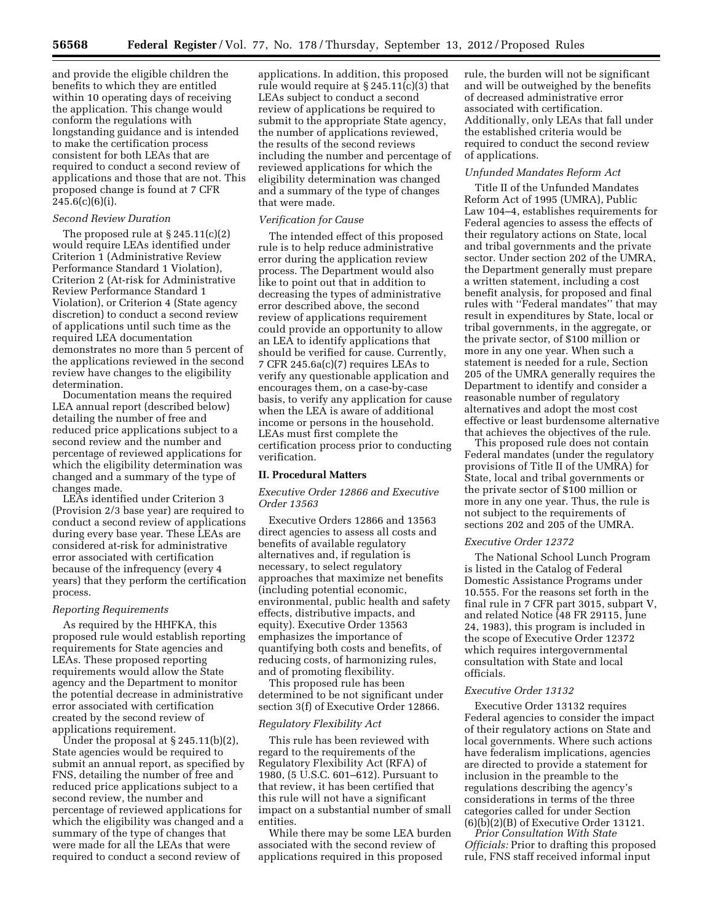and provide the eligible children the benefits to which they are entitled within 10 operating days of receiving the application. This change would conform the regulations with longstanding guidance and is intended to make the certification process consistent for both LEAs that are required to conduct a second review of applications and those that are not. This proposed change is found at 7 CFR 245.6(c)(6)(i).

*Second Review Duration*

The proposed rule at § 245.11(c)(2) would require LEAs identified under Criterion 1 (Administrative Review Performance Standard 1 Violation), Criterion 2 (At-risk for Administrative Review Performance Standard 1 Violation), or Criterion 4 (State agency discretion) to conduct a second review of applications until such time as the required LEA documentation demonstrates no more than 5 percent of the applications reviewed in the second review have changes to the eligibility determination.

Documentation means the required LEA annual report (described below) detailing the number of free and reduced price applications subject to a second review and the number and percentage of reviewed applications for which the eligibility determination was changed and a summary of the type of changes made.

LEAs identified under Criterion 3 (Provision 2/3 base year) are required to conduct a second review of applications during every base year. These LEAs are considered at-risk for administrative error associated with certification because of the infrequency (every 4 years) that they perform the certification process.

*Reporting Requirements*

As required by the HHFKA, this proposed rule would establish reporting requirements for State agencies and LEAs. These proposed reporting requirements would allow the State agency and the Department to monitor the potential decrease in administrative error associated with certification created by the second review of applications requirement.

Under the proposal at § 245.11(b)(2), State agencies would be required to submit an annual report, as specified by FNS, detailing the number of free and reduced price applications subject to a second review, the number and percentage of reviewed applications for which the eligibility was changed and a summary of the type of changes that were made for all the LEAs that were required to conduct a second review of applications. In addition, this proposed rule would require at § 245.11(c)(3) that LEAs subject to conduct a second review of applications be required to submit to the appropriate State agency, the number of applications reviewed, the results of the second reviews including the number and percentage of reviewed applications for which the eligibility determination was changed and a summary of the type of changes that were made.

*Verification for Cause*

The intended effect of this proposed rule is to help reduce administrative error during the application review process. The Department would also like to point out that in addition to decreasing the types of administrative error described above, the second review of applications requirement could provide an opportunity to allow an LEA to identify applications that should be verified for cause. Currently, 7 CFR 245.6a(c)(7) requires LEAs to verify any questionable application and encourages them, on a case-by-case basis, to verify any application for cause when the LEA is aware of additional income or persons in the household. LEAs must first complete the certification process prior to conducting verification.

## II. Procedural Matters

*Executive Order 12866 and Executive Order 13563*

Executive Orders 12866 and 13563 direct agencies to assess all costs and benefits of available regulatory alternatives and, if regulation is necessary, to select regulatory approaches that maximize net benefits (including potential economic, environmental, public health and safety effects, distributive impacts, and equity). Executive Order 13563 emphasizes the importance of quantifying both costs and benefits, of reducing costs, of harmonizing rules, and of promoting flexibility.

This proposed rule has been determined to be not significant under section 3(f) of Executive Order 12866.

*Regulatory Flexibility Act*

This rule has been reviewed with regard to the requirements of the Regulatory Flexibility Act (RFA) of 1980, (5 U.S.C. 601–612). Pursuant to that review, it has been certified that this rule will not have a significant impact on a substantial number of small entities.

While there may be some LEA burden associated with the second review of applications required in this proposed rule, the burden will not be significant and will be outweighed by the benefits of decreased administrative error associated with certification. Additionally, only LEAs that fall under the established criteria would be required to conduct the second review of applications.

*Unfunded Mandates Reform Act*

Title II of the Unfunded Mandates Reform Act of 1995 (UMRA), Public Law 104–4, establishes requirements for Federal agencies to assess the effects of their regulatory actions on State, local and tribal governments and the private sector. Under section 202 of the UMRA, the Department generally must prepare a written statement, including a cost benefit analysis, for proposed and final rules with ''Federal mandates'' that may result in expenditures by State, local or tribal governments, in the aggregate, or the private sector, of $100 million or more in any one year. When such a statement is needed for a rule, Section 205 of the UMRA generally requires the Department to identify and consider a reasonable number of regulatory alternatives and adopt the most cost effective or least burdensome alternative that achieves the objectives of the rule.

This proposed rule does not contain Federal mandates (under the regulatory provisions of Title II of the UMRA) for State, local and tribal governments or the private sector of $100 million or more in any one year. Thus, the rule is not subject to the requirements of sections 202 and 205 of the UMRA.

*Executive Order 12372*

The National School Lunch Program is listed in the Catalog of Federal Domestic Assistance Programs under 10.555. For the reasons set forth in the final rule in 7 CFR part 3015, subpart V, and related Notice (48 FR 29115, June 24, 1983), this program is included in the scope of Executive Order 12372 which requires intergovernmental consultation with State and local officials.

*Executive Order 13132*

Executive Order 13132 requires Federal agencies to consider the impact of their regulatory actions on State and local governments. Where such actions have federalism implications, agencies are directed to provide a statement for inclusion in the preamble to the regulations describing the agency's considerations in terms of the three categories called for under Section (6)(b)(2)(B) of Executive Order 13121.

*Prior Consultation With State Officials:* Prior to drafting this proposed rule, FNS staff received informal input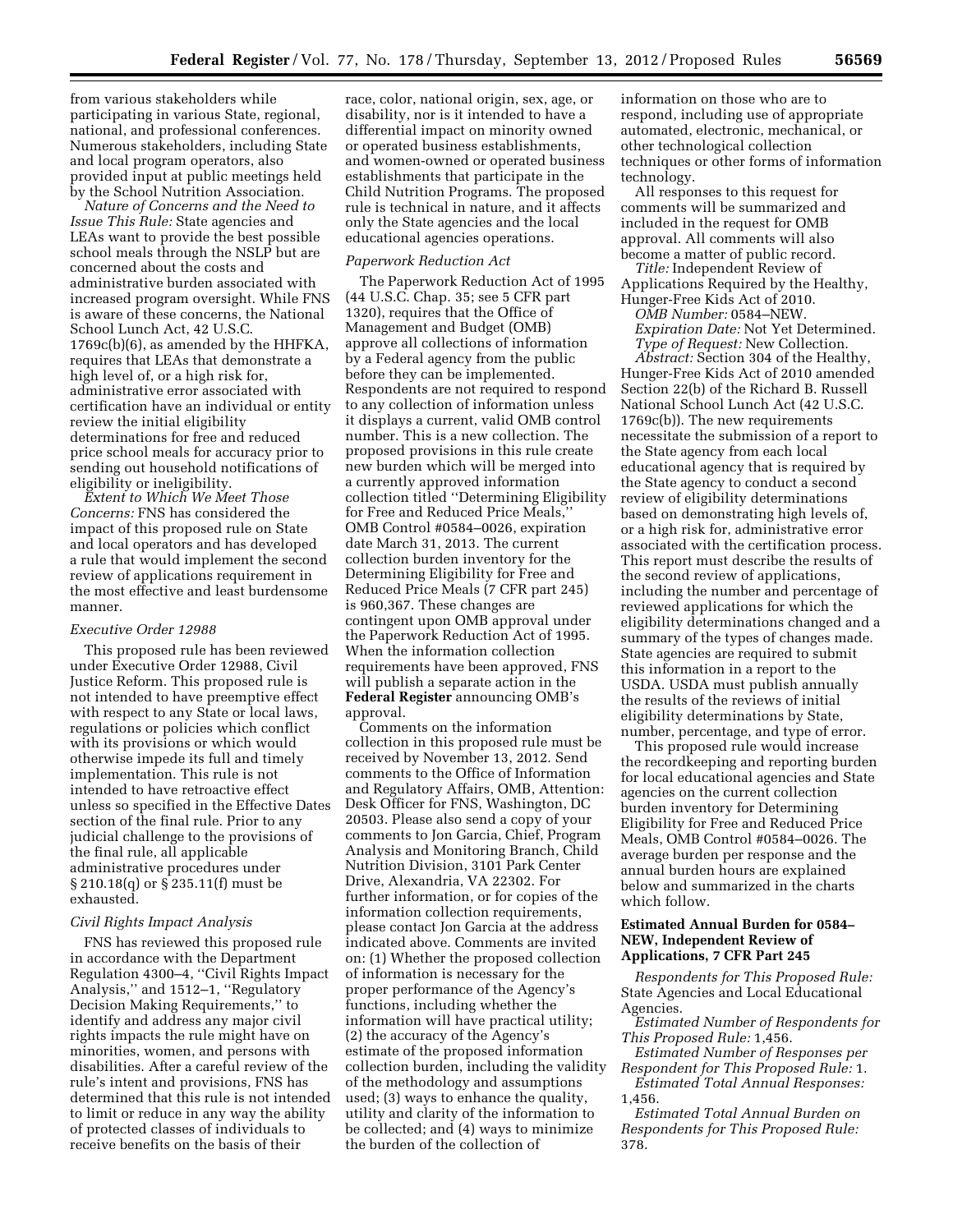from various stakeholders while participating in various State, regional, national, and professional conferences. Numerous stakeholders, including State and local program operators, also provided input at public meetings held by the School Nutrition Association.

*Nature of Concerns and the Need to Issue This Rule:* State agencies and LEAs want to provide the best possible school meals through the NSLP but are concerned about the costs and administrative burden associated with increased program oversight. While FNS is aware of these concerns, the National School Lunch Act, 42 U.S.C. 1769c(b)(6), as amended by the HHFKA, requires that LEAs that demonstrate a high level of, or a high risk for, administrative error associated with certification have an individual or entity review the initial eligibility determinations for free and reduced price school meals for accuracy prior to sending out household notifications of eligibility or ineligibility.

*Extent to Which We Meet Those Concerns:* FNS has considered the impact of this proposed rule on State and local operators and has developed a rule that would implement the second review of applications requirement in the most effective and least burdensome manner.

### *Executive Order 12988*

This proposed rule has been reviewed under Executive Order 12988, Civil Justice Reform. This proposed rule is not intended to have preemptive effect with respect to any State or local laws, regulations or policies which conflict with its provisions or which would otherwise impede its full and timely implementation. This rule is not intended to have retroactive effect unless so specified in the Effective Dates section of the final rule. Prior to any judicial challenge to the provisions of the final rule, all applicable administrative procedures under § 210.18(q) or § 235.11(f) must be exhausted.

### *Civil Rights Impact Analysis*

FNS has reviewed this proposed rule in accordance with the Department Regulation 4300–4, ''Civil Rights Impact Analysis,'' and 1512–1, ''Regulatory Decision Making Requirements,'' to identify and address any major civil rights impacts the rule might have on minorities, women, and persons with disabilities. After a careful review of the rule's intent and provisions, FNS has determined that this rule is not intended to limit or reduce in any way the ability of protected classes of individuals to receive benefits on the basis of their race, color, national origin, sex, age, or disability, nor is it intended to have a differential impact on minority owned or operated business establishments, and women-owned or operated business establishments that participate in the Child Nutrition Programs. The proposed rule is technical in nature, and it affects only the State agencies and the local educational agencies operations.

### *Paperwork Reduction Act*

The Paperwork Reduction Act of 1995 (44 U.S.C. Chap. 35; see 5 CFR part 1320), requires that the Office of Management and Budget (OMB) approve all collections of information by a Federal agency from the public before they can be implemented. Respondents are not required to respond to any collection of information unless it displays a current, valid OMB control number. This is a new collection. The proposed provisions in this rule create new burden which will be merged into a currently approved information collection titled ''Determining Eligibility for Free and Reduced Price Meals,'' OMB Control #0584–0026, expiration date March 31, 2013. The current collection burden inventory for the Determining Eligibility for Free and Reduced Price Meals (7 CFR part 245) is 960,367. These changes are contingent upon OMB approval under the Paperwork Reduction Act of 1995. When the information collection requirements have been approved, FNS will publish a separate action in the **Federal Register** announcing OMB's approval.

Comments on the information collection in this proposed rule must be received by November 13, 2012. Send comments to the Office of Information and Regulatory Affairs, OMB, Attention: Desk Officer for FNS, Washington, DC 20503. Please also send a copy of your comments to Jon Garcia, Chief, Program Analysis and Monitoring Branch, Child Nutrition Division, 3101 Park Center Drive, Alexandria, VA 22302. For further information, or for copies of the information collection requirements, please contact Jon Garcia at the address indicated above. Comments are invited on: (1) Whether the proposed collection of information is necessary for the proper performance of the Agency's functions, including whether the information will have practical utility; (2) the accuracy of the Agency's estimate of the proposed information collection burden, including the validity of the methodology and assumptions used; (3) ways to enhance the quality, utility and clarity of the information to be collected; and (4) ways to minimize the burden of the collection of information on those who are to respond, including use of appropriate automated, electronic, mechanical, or other technological collection techniques or other forms of information technology.

All responses to this request for comments will be summarized and included in the request for OMB approval. All comments will also become a matter of public record.

*Title:* Independent Review of Applications Required by the Healthy, Hunger-Free Kids Act of 2010.

*OMB Number:* 0584–NEW.

*Expiration Date:* Not Yet Determined.

*Type of Request:* New Collection.

*Abstract:* Section 304 of the Healthy, Hunger-Free Kids Act of 2010 amended Section 22(b) of the Richard B. Russell National School Lunch Act (42 U.S.C. 1769c(b)). The new requirements necessitate the submission of a report to the State agency from each local educational agency that is required by the State agency to conduct a second review of eligibility determinations based on demonstrating high levels of, or a high risk for, administrative error associated with the certification process. This report must describe the results of the second review of applications, including the number and percentage of reviewed applications for which the eligibility determinations changed and a summary of the types of changes made. State agencies are required to submit this information in a report to the USDA. USDA must publish annually the results of the reviews of initial eligibility determinations by State, number, percentage, and type of error.

This proposed rule would increase the recordkeeping and reporting burden for local educational agencies and State agencies on the current collection burden inventory for Determining Eligibility for Free and Reduced Price Meals, OMB Control #0584–0026. The average burden per response and the annual burden hours are explained below and summarized in the charts which follow.

**Estimated Annual Burden for 0584–NEW, Independent Review of Applications, 7 CFR Part 245**

*Respondents for This Proposed Rule:* State Agencies and Local Educational Agencies.

*Estimated Number of Respondents for This Proposed Rule:* 1,456.

*Estimated Number of Responses per Respondent for This Proposed Rule:* 1.

*Estimated Total Annual Responses:* 1,456.

*Estimated Total Annual Burden on Respondents for This Proposed Rule:* 378.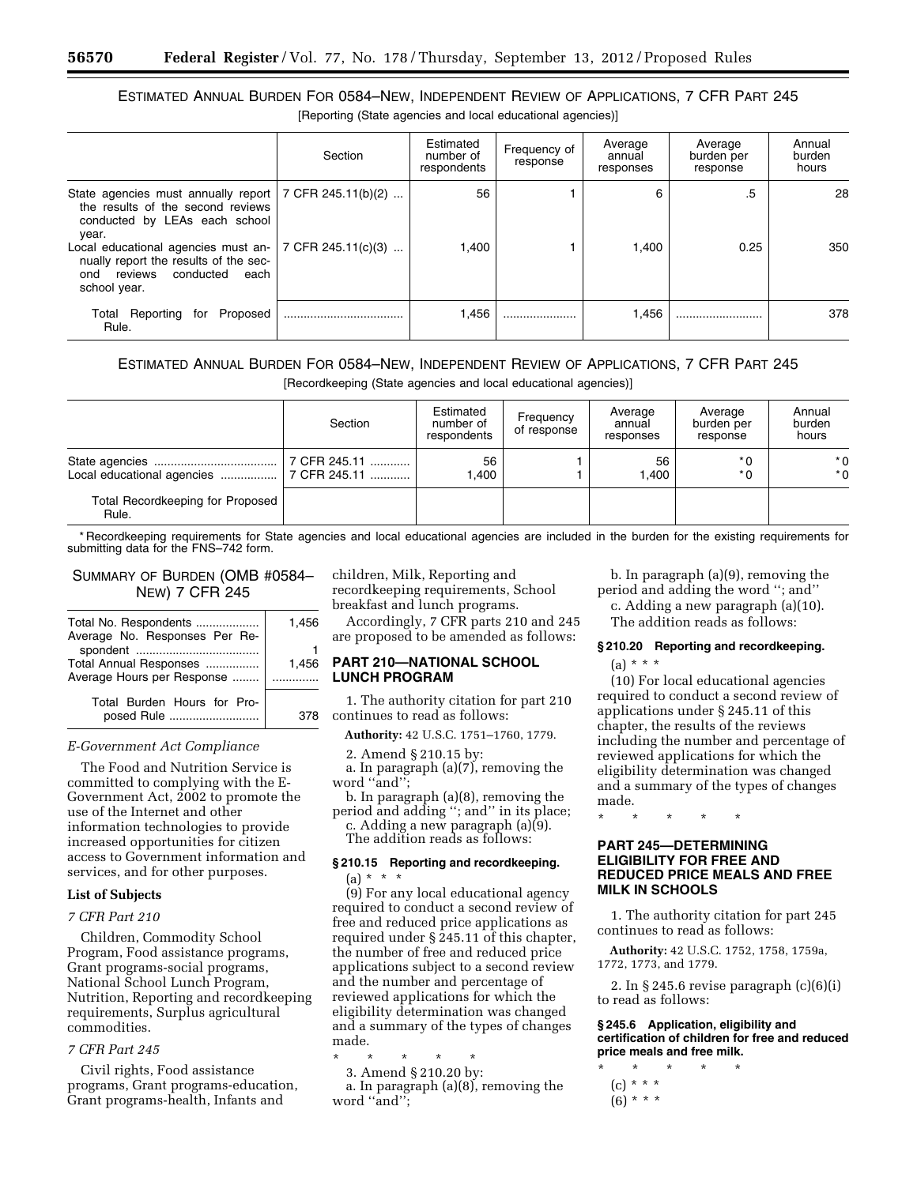ESTIMATED ANNUAL BURDEN FOR 0584–NEW, INDEPENDENT REVIEW OF APPLICATIONS, 7 CFR PART 245

[Reporting (State agencies and local educational agencies)]

| | Section | Estimated number of respondents | Frequency of response | Average annual responses | Average burden per response | Annual burden hours |
|---|---|---|---|---|---|---|
| State agencies must annually report the results of the second reviews conducted by LEAs each school year. | 7 CFR 245.11(b)(2) ... | 56 | 1 | 6 | .5 | 28 |
| Local educational agencies must annually report the results of the second reviews conducted each school year. | 7 CFR 245.11(c)(3) ... | 1,400 | 1 | 1,400 | 0.25 | 350 |
| Total Reporting for Proposed Rule. | ................................... | 1,456 | ...................... | 1,456 | .......................... | 378 |

ESTIMATED ANNUAL BURDEN FOR 0584–NEW, INDEPENDENT REVIEW OF APPLICATIONS, 7 CFR PART 245

[Recordkeeping (State agencies and local educational agencies)]

| | Section | Estimated number of respondents | Frequency of response | Average annual responses | Average burden per response | Annual burden hours |
|---|---|---|---|---|---|---|
| State agencies ..................................... | 7 CFR 245.11 ........... | 56 | 1 | 56 | * 0 | * 0 |
| Local educational agencies ................. | 7 CFR 245.11 ........... | 1,400 | 1 | 1,400 | * 0 | * 0 |
| Total Recordkeeping for Proposed Rule. | | | | | | |

* Recordkeeping requirements for State agencies and local educational agencies are included in the burden for the existing requirements for submitting data for the FNS–742 form.

## SUMMARY OF BURDEN (OMB #0584–NEW) 7 CFR 245

| | |
|---|---|
| Total No. Respondents ................... | 1,456 |
| Average No. Responses Per Respondent ..................................... | 1 |
| Total Annual Responses ................ | 1,456 |
| Average Hours per Response ........ | ............. |
| Total Burden Hours for Proposed Rule ........................... | 378 |

*E-Government Act Compliance*

The Food and Nutrition Service is committed to complying with the E-Government Act, 2002 to promote the use of the Internet and other information technologies to provide increased opportunities for citizen access to Government information and services, and for other purposes.

**List of Subjects**

*7 CFR Part 210*

Children, Commodity School Program, Food assistance programs, Grant programs-social programs, National School Lunch Program, Nutrition, Reporting and recordkeeping requirements, Surplus agricultural commodities.

*7 CFR Part 245*

Civil rights, Food assistance programs, Grant programs-education, Grant programs-health, Infants and children, Milk, Reporting and recordkeeping requirements, School breakfast and lunch programs.

Accordingly, 7 CFR parts 210 and 245 are proposed to be amended as follows:

## PART 210—NATIONAL SCHOOL LUNCH PROGRAM

1. The authority citation for part 210 continues to read as follows:

**Authority:** 42 U.S.C. 1751–1760, 1779.

2. Amend § 210.15 by:

a. In paragraph (a)(7), removing the word ''and'';

b. In paragraph (a)(8), removing the period and adding ''; and'' in its place;

c. Adding a new paragraph (a)(9).

The addition reads as follows:

### § 210.15 Reporting and recordkeeping.

(a) * * *

(9) For any local educational agency required to conduct a second review of free and reduced price applications as required under § 245.11 of this chapter, the number of free and reduced price applications subject to a second review and the number and percentage of reviewed applications for which the eligibility determination was changed and a summary of the types of changes made.

\* \* \* \* \*

3. Amend § 210.20 by:

a. In paragraph (a)(8), removing the word ''and'';

b. In paragraph (a)(9), removing the period and adding the word ''; and''

c. Adding a new paragraph (a)(10).

The addition reads as follows:

### § 210.20 Reporting and recordkeeping.

(a) * * *

(10) For local educational agencies required to conduct a second review of applications under § 245.11 of this chapter, the results of the reviews including the number and percentage of reviewed applications for which the eligibility determination was changed and a summary of the types of changes made.

\* \* \* \* \*

## PART 245—DETERMINING ELIGIBILITY FOR FREE AND REDUCED PRICE MEALS AND FREE MILK IN SCHOOLS

1. The authority citation for part 245 continues to read as follows:

**Authority:** 42 U.S.C. 1752, 1758, 1759a, 1772, 1773, and 1779.

2. In § 245.6 revise paragraph (c)(6)(i) to read as follows:

### § 245.6 Application, eligibility and certification of children for free and reduced price meals and free milk.

\* \* \* \* \*

(c) * * *

(6) * * *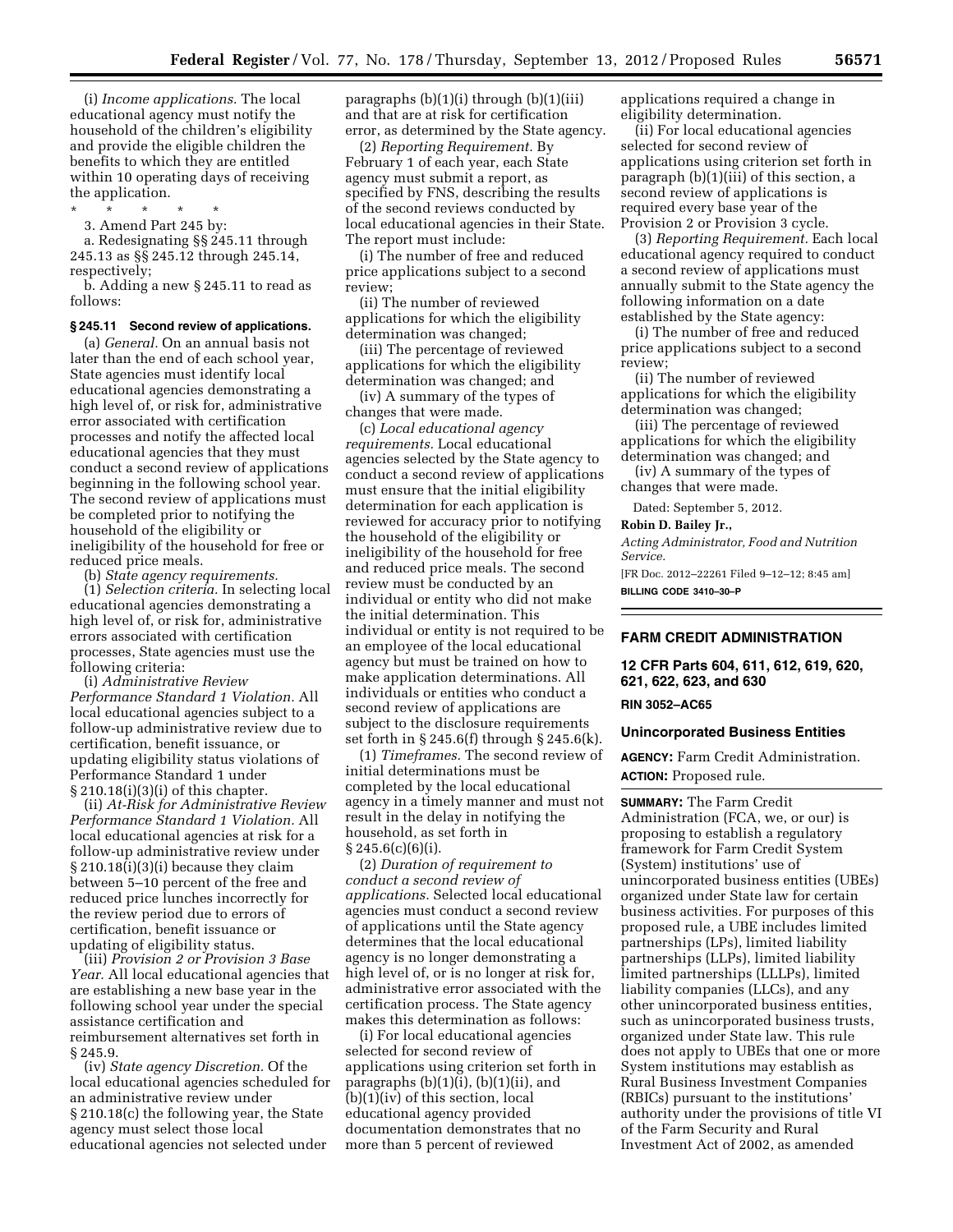(i) *Income applications.* The local educational agency must notify the household of the children's eligibility and provide the eligible children the benefits to which they are entitled within 10 operating days of receiving the application.

\* \* \* \* \*

3. Amend Part 245 by:

a. Redesignating §§ 245.11 through 245.13 as §§ 245.12 through 245.14, respectively;

b. Adding a new § 245.11 to read as follows:

### § 245.11 Second review of applications.

(a) *General.* On an annual basis not later than the end of each school year, State agencies must identify local educational agencies demonstrating a high level of, or risk for, administrative error associated with certification processes and notify the affected local educational agencies that they must conduct a second review of applications beginning in the following school year. The second review of applications must be completed prior to notifying the household of the eligibility or ineligibility of the household for free or reduced price meals.

(b) *State agency requirements.*

(1) *Selection criteria.* In selecting local educational agencies demonstrating a high level of, or risk for, administrative errors associated with certification processes, State agencies must use the following criteria:

(i) *Administrative Review Performance Standard 1 Violation.* All local educational agencies subject to a follow-up administrative review due to certification, benefit issuance, or updating eligibility status violations of Performance Standard 1 under § 210.18(i)(3)(i) of this chapter.

(ii) *At-Risk for Administrative Review Performance Standard 1 Violation.* All local educational agencies at risk for a follow-up administrative review under § 210.18(i)(3)(i) because they claim between 5–10 percent of the free and reduced price lunches incorrectly for the review period due to errors of certification, benefit issuance or updating of eligibility status.

(iii) *Provision 2 or Provision 3 Base Year.* All local educational agencies that are establishing a new base year in the following school year under the special assistance certification and reimbursement alternatives set forth in § 245.9.

(iv) *State agency Discretion.* Of the local educational agencies scheduled for an administrative review under § 210.18(c) the following year, the State agency must select those local educational agencies not selected under paragraphs (b)(1)(i) through (b)(1)(iii) and that are at risk for certification error, as determined by the State agency.

(2) *Reporting Requirement.* By February 1 of each year, each State agency must submit a report, as specified by FNS, describing the results of the second reviews conducted by local educational agencies in their State. The report must include:

(i) The number of free and reduced price applications subject to a second review;

(ii) The number of reviewed applications for which the eligibility determination was changed;

(iii) The percentage of reviewed applications for which the eligibility determination was changed; and

(iv) A summary of the types of changes that were made.

(c) *Local educational agency requirements.* Local educational agencies selected by the State agency to conduct a second review of applications must ensure that the initial eligibility determination for each application is reviewed for accuracy prior to notifying the household of the eligibility or ineligibility of the household for free and reduced price meals. The second review must be conducted by an individual or entity who did not make the initial determination. This individual or entity is not required to be an employee of the local educational agency but must be trained on how to make application determinations. All individuals or entities who conduct a second review of applications are subject to the disclosure requirements set forth in § 245.6(f) through § 245.6(k).

(1) *Timeframes.* The second review of initial determinations must be completed by the local educational agency in a timely manner and must not result in the delay in notifying the household, as set forth in § 245.6(c)(6)(i).

(2) *Duration of requirement to conduct a second review of applications.* Selected local educational agencies must conduct a second review of applications until the State agency determines that the local educational agency is no longer demonstrating a high level of, or is no longer at risk for, administrative error associated with the certification process. The State agency makes this determination as follows:

(i) For local educational agencies selected for second review of applications using criterion set forth in paragraphs (b)(1)(i), (b)(1)(ii), and (b)(1)(iv) of this section, local educational agency provided documentation demonstrates that no more than 5 percent of reviewed applications required a change in eligibility determination.

(ii) For local educational agencies selected for second review of applications using criterion set forth in paragraph (b)(1)(iii) of this section, a second review of applications is required every base year of the Provision 2 or Provision 3 cycle.

(3) *Reporting Requirement.* Each local educational agency required to conduct a second review of applications must annually submit to the State agency the following information on a date established by the State agency:

(i) The number of free and reduced price applications subject to a second review;

(ii) The number of reviewed applications for which the eligibility determination was changed;

(iii) The percentage of reviewed applications for which the eligibility determination was changed; and

(iv) A summary of the types of changes that were made.

Dated: September 5, 2012.

**Robin D. Bailey Jr.,**

*Acting Administrator, Food and Nutrition Service.*

[FR Doc. 2012–22261 Filed 9–12–12; 8:45 am]

**BILLING CODE 3410–30–P**

---

## FARM CREDIT ADMINISTRATION

### 12 CFR Parts 604, 611, 612, 619, 620, 621, 622, 623, and 630

### RIN 3052–AC65

### Unincorporated Business Entities

**AGENCY:** Farm Credit Administration.

**ACTION:** Proposed rule.

**SUMMARY:** The Farm Credit Administration (FCA, we, or our) is proposing to establish a regulatory framework for Farm Credit System (System) institutions' use of unincorporated business entities (UBEs) organized under State law for certain business activities. For purposes of this proposed rule, a UBE includes limited partnerships (LPs), limited liability partnerships (LLPs), limited liability limited partnerships (LLLPs), limited liability companies (LLCs), and any other unincorporated business entities, such as unincorporated business trusts, organized under State law. This rule does not apply to UBEs that one or more System institutions may establish as Rural Business Investment Companies (RBICs) pursuant to the institutions' authority under the provisions of title VI of the Farm Security and Rural Investment Act of 2002, as amended